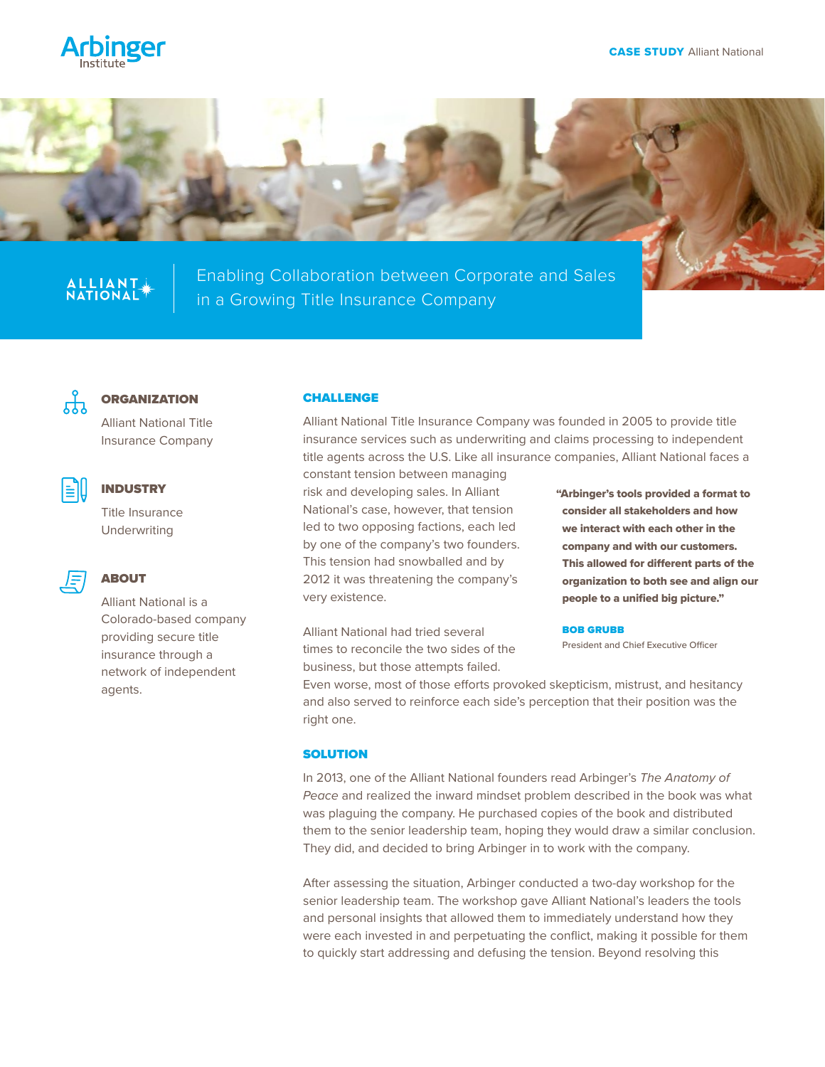# Enabling Collaboration between Corporate and Sales in a Growing Title Insurance Company

**CASE STUDY** Alliant National

### ORGANIZATION

Alliant National Title Insurance Company

### INDUSTRY

Title Insurance Underwriting

### ABOUT

Alliant National is a Colorado-based company providing secure title insurance through a network of independent agents.

## CHALLENGE

Alliant National Title Insurance Company was founded in 2005 to provide title insurance services such as underwriting and claims processing to independent title agents across the U.S. Like all insurance companies, Alliant National faces a constant tension between managing risk and developing sales. In Alliant National's case, however, that tension led to two opposing factions, each led by one of the company's two founders. This tension had snowballed and by 2012 it was threatening the company's very existence.

> **"Arbinger's tools provided a format to consider all stakeholders and how we interact with each other in the company and with our customers. This allowed for different parts of the organization to both see and align our people to a unified big picture."**
>
> **BOB GRUBB**
> President and Chief Executive Officer

Alliant National had tried several times to reconcile the two sides of the business, but those attempts failed. Even worse, most of those efforts provoked skepticism, mistrust, and hesitancy and also served to reinforce each side's perception that their position was the right one.

## SOLUTION

In 2013, one of the Alliant National founders read Arbinger's *The Anatomy of Peace* and realized the inward mindset problem described in the book was what was plaguing the company. He purchased copies of the book and distributed them to the senior leadership team, hoping they would draw a similar conclusion. They did, and decided to bring Arbinger in to work with the company.

After assessing the situation, Arbinger conducted a two-day workshop for the senior leadership team. The workshop gave Alliant National's leaders the tools and personal insights that allowed them to immediately understand how they were each invested in and perpetuating the conflict, making it possible for them to quickly start addressing and defusing the tension. Beyond resolving this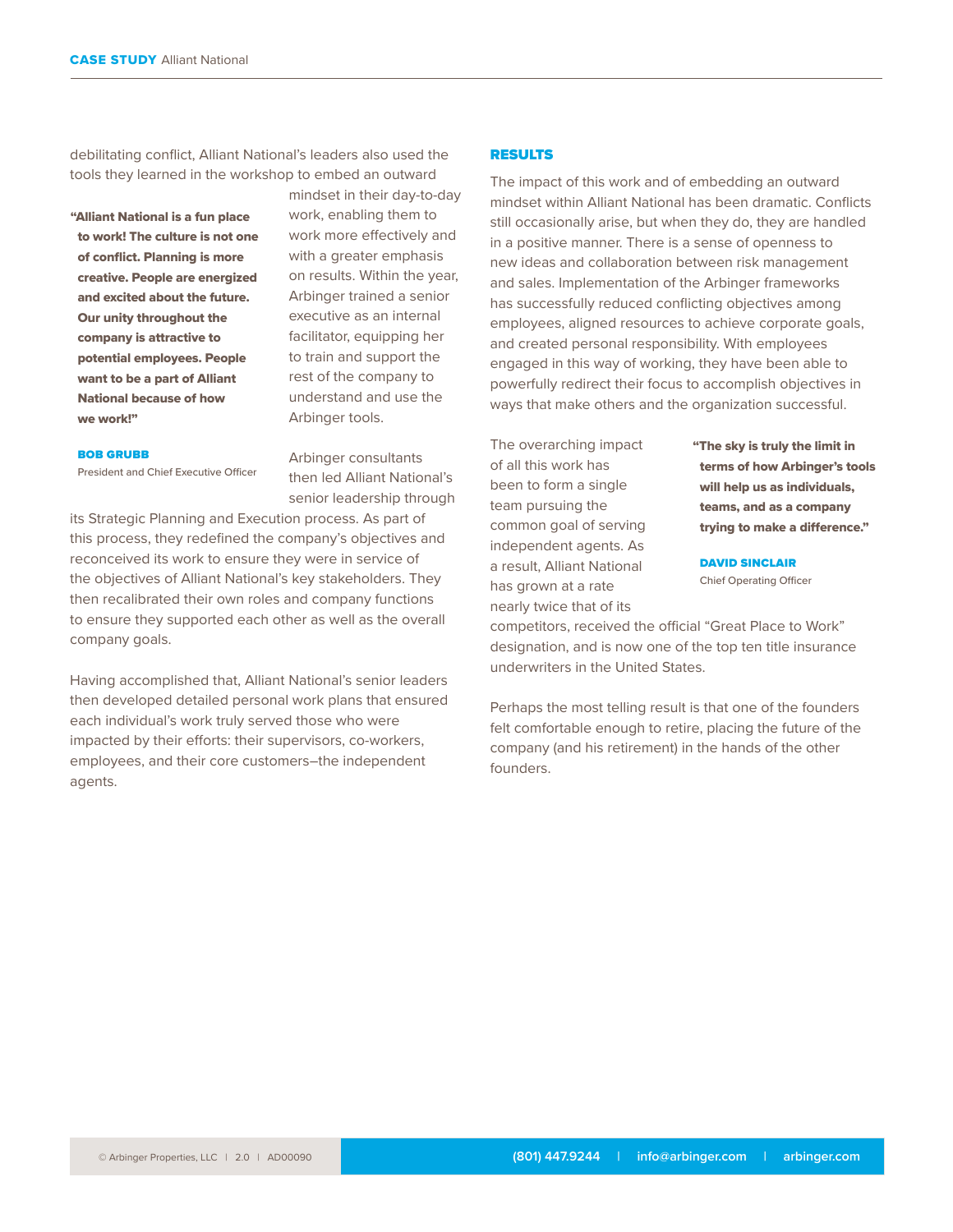debilitating conflict, Alliant National's leaders also used the tools they learned in the workshop to embed an outward mindset in their day-to-day work, enabling them to work more effectively and with a greater emphasis on results. Within the year, Arbinger trained a senior executive as an internal facilitator, equipping her to train and support the rest of the company to understand and use the Arbinger tools.

> **"Alliant National is a fun place to work! The culture is not one of conflict. Planning is more creative. People are energized and excited about the future. Our unity throughout the company is attractive to potential employees. People want to be a part of Alliant National because of how we work!"**
>
> **BOB GRUBB**
> President and Chief Executive Officer

Arbinger consultants then led Alliant National's senior leadership through its Strategic Planning and Execution process. As part of this process, they redefined the company's objectives and reconceived its work to ensure they were in service of the objectives of Alliant National's key stakeholders. They then recalibrated their own roles and company functions to ensure they supported each other as well as the overall company goals.

Having accomplished that, Alliant National's senior leaders then developed detailed personal work plans that ensured each individual's work truly served those who were impacted by their efforts: their supervisors, co-workers, employees, and their core customers–the independent agents.

## RESULTS

The impact of this work and of embedding an outward mindset within Alliant National has been dramatic. Conflicts still occasionally arise, but when they do, they are handled in a positive manner. There is a sense of openness to new ideas and collaboration between risk management and sales. Implementation of the Arbinger frameworks has successfully reduced conflicting objectives among employees, aligned resources to achieve corporate goals, and created personal responsibility. With employees engaged in this way of working, they have been able to powerfully redirect their focus to accomplish objectives in ways that make others and the organization successful.

The overarching impact of all this work has been to form a single team pursuing the common goal of serving independent agents. As a result, Alliant National has grown at a rate nearly twice that of its competitors, received the official "Great Place to Work" designation, and is now one of the top ten title insurance underwriters in the United States.

> **"The sky is truly the limit in terms of how Arbinger's tools will help us as individuals, teams, and as a company trying to make a difference."**
>
> **DAVID SINCLAIR**
> Chief Operating Officer

Perhaps the most telling result is that one of the founders felt comfortable enough to retire, placing the future of the company (and his retirement) in the hands of the other founders.

© Arbinger Properties, LLC | 2.0 | AD00090

(801) 447.9244 | info@arbinger.com | arbinger.com